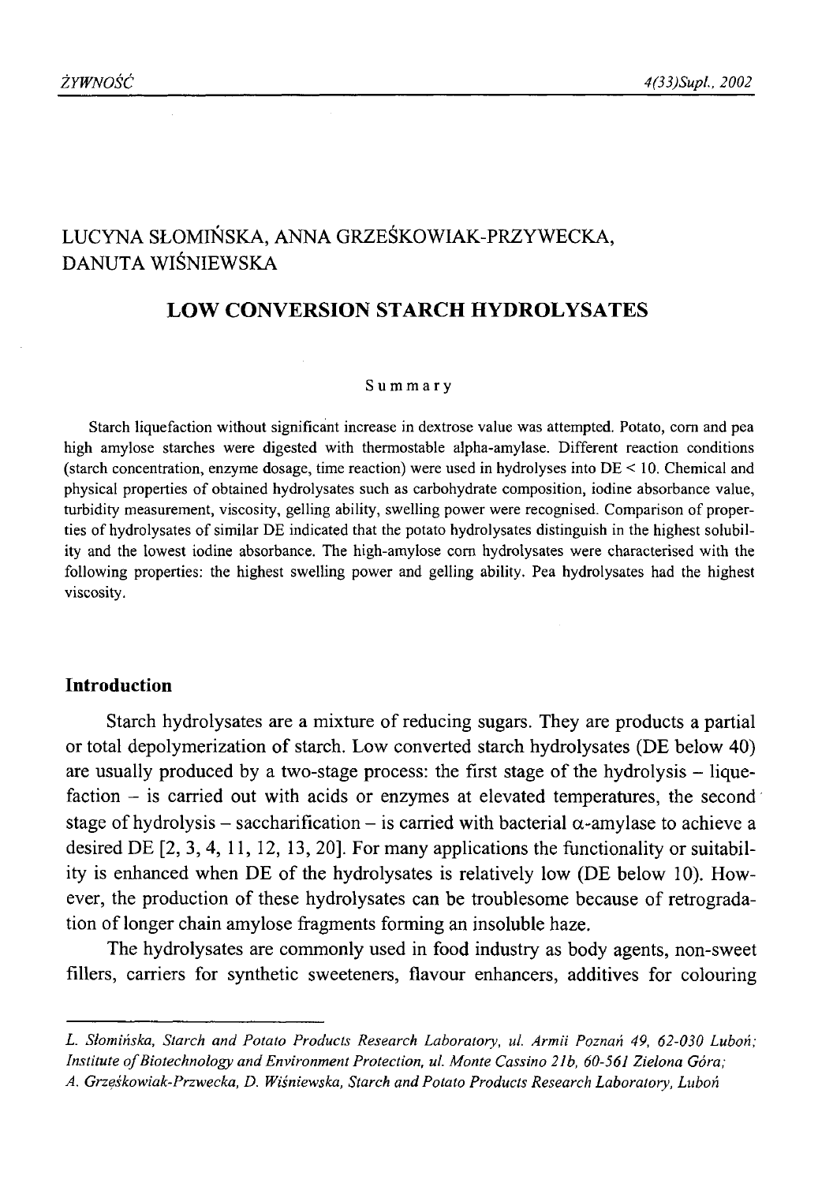LUCYNA SŁOMIŃSKA, ANNA GRZEŚKOWIAK-PRZYWECKA, DANUTA WIŚNIEWSKA

# LOW CONVERSION STARCH HYDROLYSATES

## Summary

Starch liquefaction without significant increase in dextrose value was attempted. Potato, corn and pea high amylose starches were digested with thermostable alpha-amylase. Different reaction conditions (starch concentration, enzyme dosage, time reaction) were used in hydrolyses into DE < 10. Chemical and physical properties of obtained hydrolysates such as carbohydrate composition, iodine absorbance value, turbidity measurement, viscosity, gelling ability, swelling power were recognised. Comparison of properties of hydrolysates of similar DE indicated that the potato hydrolysates distinguish in the highest solubility and the lowest iodine absorbance. The high-amylose corn hydrolysates were characterised with the following properties: the highest swelling power and gelling ability. Pea hydrolysates had the highest viscosity.

## Introduction

Starch hydrolysates are a mixture of reducing sugars. They are products a partial or total depolymerization of starch. Low converted starch hydrolysates (DE below 40) are usually produced by a two-stage process: the first stage of the hydrolysis – liquefaction – is carried out with acids or enzymes at elevated temperatures, the second stage of hydrolysis – saccharification – is carried with bacterial $\alpha$-amylase to achieve a desired DE [2, 3, 4, 11, 12, 13, 20]. For many applications the functionality or suitability is enhanced when DE of the hydrolysates is relatively low (DE below 10). However, the production of these hydrolysates can be troublesome because of retrogradation of longer chain amylose fragments forming an insoluble haze.

The hydrolysates are commonly used in food industry as body agents, non-sweet fillers, carriers for synthetic sweeteners, flavour enhancers, additives for colouring

---

*L. Słomińska, Starch and Potato Products Research Laboratory, ul. Armii Poznań 49, 62-030 Luboń; Institute of Biotechnology and Environment Protection, ul. Monte Cassino 21b, 60-561 Zielona Góra; A. Grzęśkowiak-Przwecka, D. Wiśniewska, Starch and Potato Products Research Laboratory, Luboń*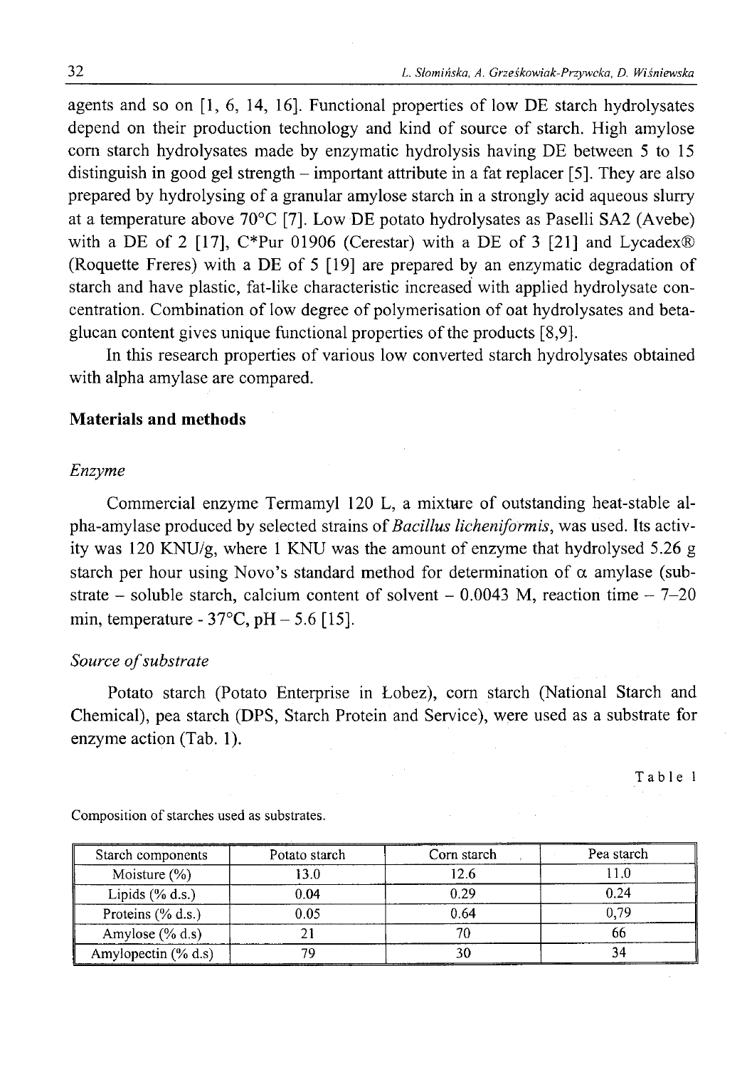agents and so on [1, 6, 14, 16]. Functional properties of low DE starch hydrolysates depend on their production technology and kind of source of starch. High amylose corn starch hydrolysates made by enzymatic hydrolysis having DE between 5 to 15 distinguish in good gel strength – important attribute in a fat replacer [5]. They are also prepared by hydrolysing of a granular amylose starch in a strongly acid aqueous slurry at a temperature above 70°C [7]. Low DE potato hydrolysates as Paselli SA2 (Avebe) with a DE of 2 [17], C*Pur 01906 (Cerestar) with a DE of 3 [21] and Lycadex® (Roquette Freres) with a DE of 5 [19] are prepared by an enzymatic degradation of starch and have plastic, fat-like characteristic increased with applied hydrolysate concentration. Combination of low degree of polymerisation of oat hydrolysates and beta-glucan content gives unique functional properties of the products [8,9].

In this research properties of various low converted starch hydrolysates obtained with alpha amylase are compared.

## Materials and methods

### *Enzyme*

Commercial enzyme Termamyl 120 L, a mixture of outstanding heat-stable alpha-amylase produced by selected strains of *Bacillus licheniformis*, was used. Its activity was 120 KNU/g, where 1 KNU was the amount of enzyme that hydrolysed 5.26 g starch per hour using Novo's standard method for determination of α amylase (substrate – soluble starch, calcium content of solvent – 0.0043 M, reaction time – 7–20 min, temperature - 37°C, pH – 5.6 [15].

### *Source of substrate*

Potato starch (Potato Enterprise in Łobez), corn starch (National Starch and Chemical), pea starch (DPS, Starch Protein and Service), were used as a substrate for enzyme action (Tab. 1).

Table 1

Composition of starches used as substrates.

| Starch components | Potato starch | Corn starch | Pea starch |
|---|---|---|---|
| Moisture (%) | 13.0 | 12.6 | 11.0 |
| Lipids (% d.s.) | 0.04 | 0.29 | 0.24 |
| Proteins (% d.s.) | 0.05 | 0.64 | 0,79 |
| Amylose (% d.s) | 21 | 70 | 66 |
| Amylopectin (% d.s) | 79 | 30 | 34 |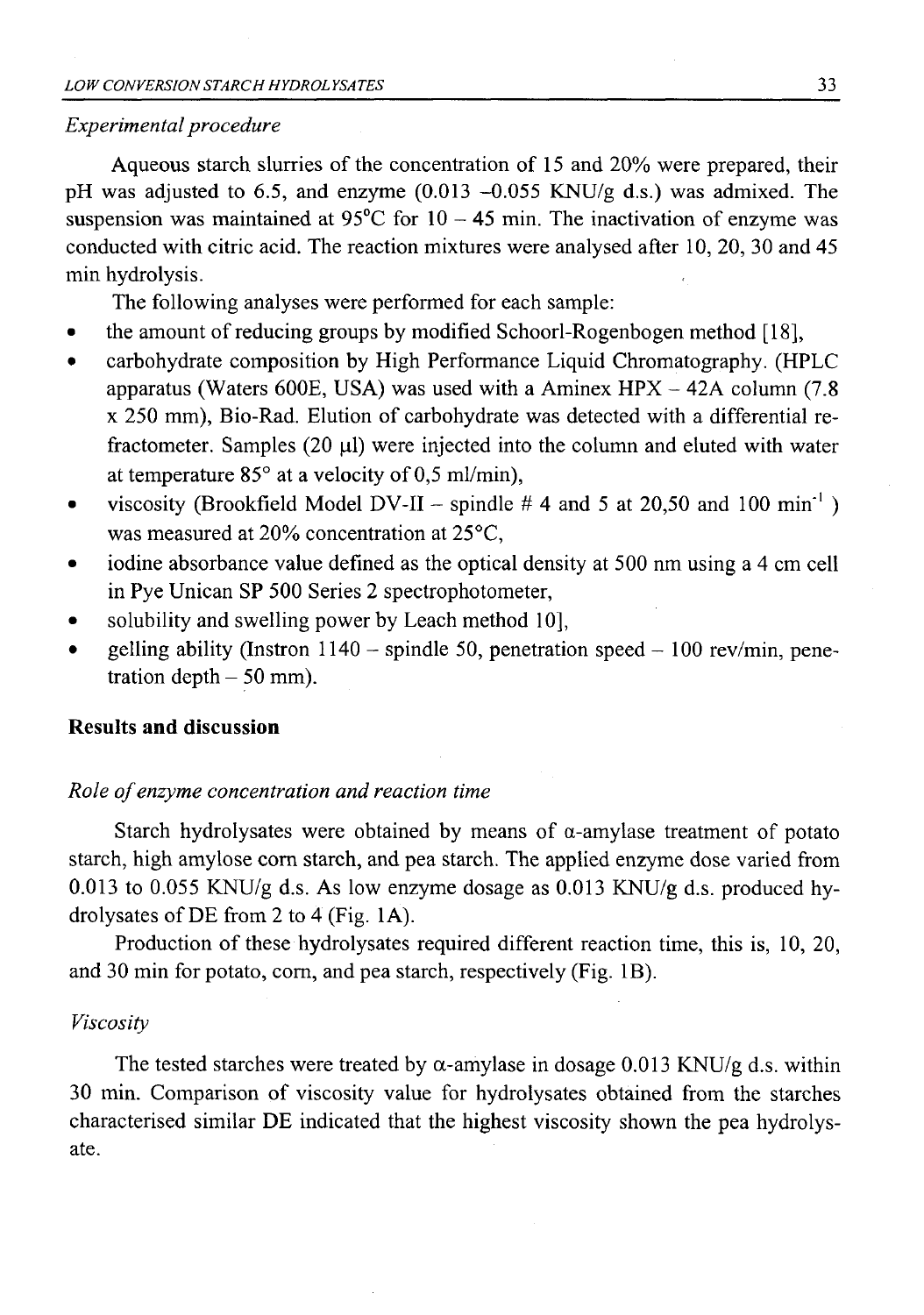*Experimental procedure*

Aqueous starch slurries of the concentration of 15 and 20% were prepared, their pH was adjusted to 6.5, and enzyme (0.013 –0.055 KNU/g d.s.) was admixed. The suspension was maintained at 95°C for 10 – 45 min. The inactivation of enzyme was conducted with citric acid. The reaction mixtures were analysed after 10, 20, 30 and 45 min hydrolysis.

The following analyses were performed for each sample:

- the amount of reducing groups by modified Schoorl-Rogenbogen method [18],
- carbohydrate composition by High Performance Liquid Chromatography. (HPLC apparatus (Waters 600E, USA) was used with a Aminex HPX – 42A column (7.8 x 250 mm), Bio-Rad. Elution of carbohydrate was detected with a differential refractometer. Samples (20 μl) were injected into the column and eluted with water at temperature 85° at a velocity of 0,5 ml/min),
- viscosity (Brookfield Model DV-II – spindle # 4 and 5 at 20,50 and 100 min$^{-1}$ ) was measured at 20% concentration at 25°C,
- iodine absorbance value defined as the optical density at 500 nm using a 4 cm cell in Pye Unican SP 500 Series 2 spectrophotometer,
- solubility and swelling power by Leach method 10],
- gelling ability (Instron 1140 – spindle 50, penetration speed – 100 rev/min, penetration depth – 50 mm).

## Results and discussion

*Role of enzyme concentration and reaction time*

Starch hydrolysates were obtained by means of α-amylase treatment of potato starch, high amylose corn starch, and pea starch. The applied enzyme dose varied from 0.013 to 0.055 KNU/g d.s. As low enzyme dosage as 0.013 KNU/g d.s. produced hydrolysates of DE from 2 to 4 (Fig. 1A).

Production of these hydrolysates required different reaction time, this is, 10, 20, and 30 min for potato, corn, and pea starch, respectively (Fig. 1B).

*Viscosity*

The tested starches were treated by α-amylase in dosage 0.013 KNU/g d.s. within 30 min. Comparison of viscosity value for hydrolysates obtained from the starches characterised similar DE indicated that the highest viscosity shown the pea hydrolysate.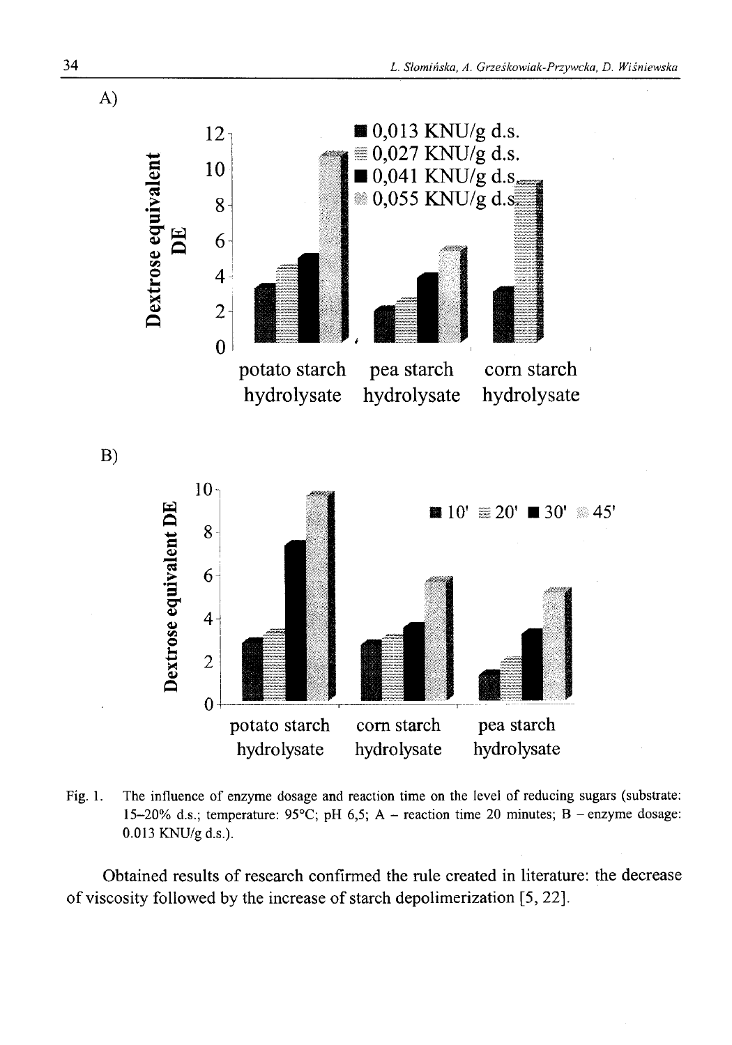A)

B)

Fig. 1. The influence of enzyme dosage and reaction time on the level of reducing sugars (substrate: 15–20% d.s.; temperature: 95°C; pH 6,5; A – reaction time 20 minutes; B – enzyme dosage: 0.013 KNU/g d.s.).

Obtained results of research confirmed the rule created in literature: the decrease of viscosity followed by the increase of starch depolimerization [5, 22].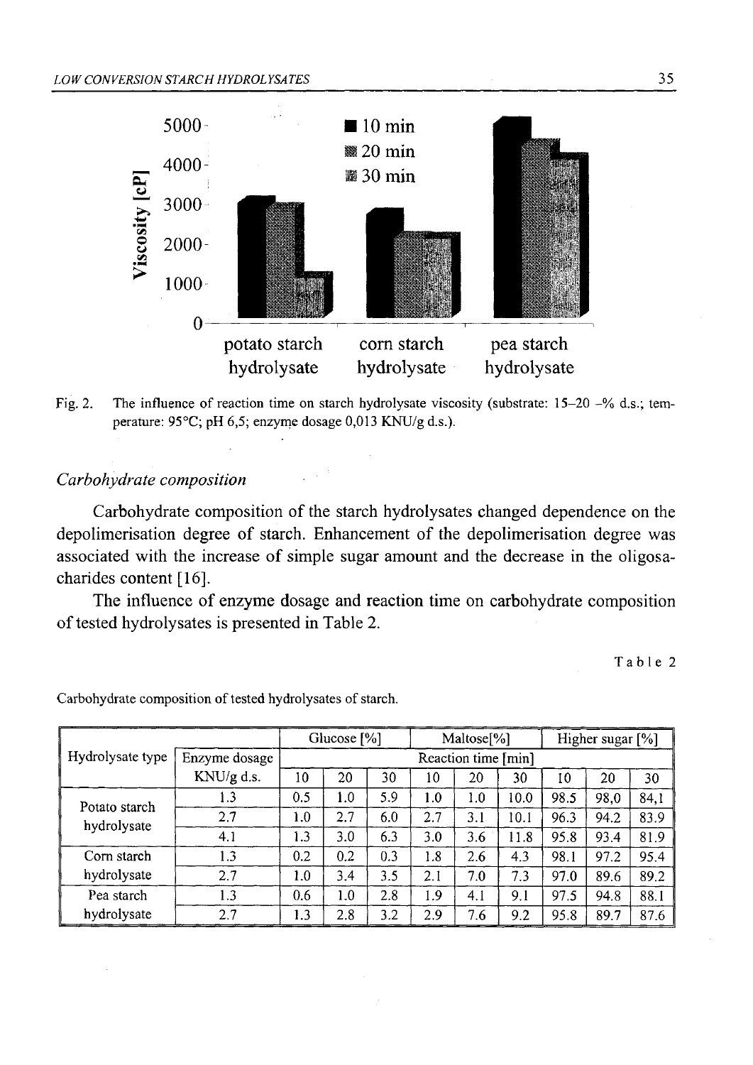Fig. 2. The influence of reaction time on starch hydrolysate viscosity (substrate: 15–20 -% d.s.; temperature: 95°C; pH 6,5; enzyme dosage 0,013 KNU/g d.s.).

### *Carbohydrate composition*

Carbohydrate composition of the starch hydrolysates changed dependence on the depolimerisation degree of starch. Enhancement of the depolimerisation degree was associated with the increase of simple sugar amount and the decrease in the oligosacharides content [16].

The influence of enzyme dosage and reaction time on carbohydrate composition of tested hydrolysates is presented in Table 2.

Table 2

Carbohydrate composition of tested hydrolysates of starch.

| Hydrolysate type | Enzyme dosage KNU/g d.s. | Glucose [%] | | | Maltose[%] | | | Higher sugar [%] | | |
|---|---|---|---|---|---|---|---|---|---|---|
| | | Reaction time [min] | | | | | | | | |
| | | 10 | 20 | 30 | 10 | 20 | 30 | 10 | 20 | 30 |
| Potato starch hydrolysate | 1.3 | 0.5 | 1.0 | 5.9 | 1.0 | 1.0 | 10.0 | 98.5 | 98,0 | 84,1 |
| | 2.7 | 1.0 | 2.7 | 6.0 | 2.7 | 3.1 | 10.1 | 96.3 | 94.2 | 83.9 |
| | 4.1 | 1.3 | 3.0 | 6.3 | 3.0 | 3.6 | 11.8 | 95.8 | 93.4 | 81.9 |
| Corn starch hydrolysate | 1.3 | 0.2 | 0.2 | 0.3 | 1.8 | 2.6 | 4.3 | 98.1 | 97.2 | 95.4 |
| | 2.7 | 1.0 | 3.4 | 3.5 | 2.1 | 7.0 | 7.3 | 97.0 | 89.6 | 89.2 |
| Pea starch hydrolysate | 1.3 | 0.6 | 1.0 | 2.8 | 1.9 | 4.1 | 9.1 | 97.5 | 94.8 | 88.1 |
| | 2.7 | 1.3 | 2.8 | 3.2 | 2.9 | 7.6 | 9.2 | 95.8 | 89.7 | 87.6 |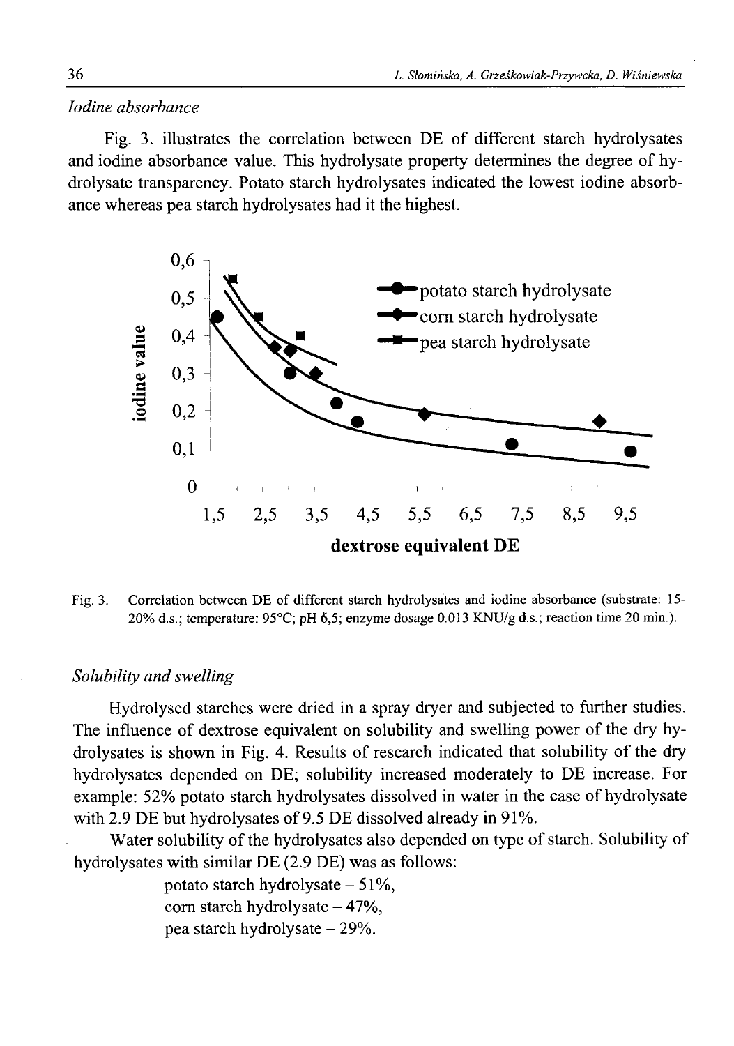*Iodine absorbance*

Fig. 3. illustrates the correlation between DE of different starch hydrolysates and iodine absorbance value. This hydrolysate property determines the degree of hydrolysate transparency. Potato starch hydrolysates indicated the lowest iodine absorbance whereas pea starch hydrolysates had it the highest.

Fig. 3. Correlation between DE of different starch hydrolysates and iodine absorbance (substrate: 15-20% d.s.; temperature: 95°C; pH 6,5; enzyme dosage 0.013 KNU/g d.s.; reaction time 20 min.).

*Solubility and swelling*

Hydrolysed starches were dried in a spray dryer and subjected to further studies. The influence of dextrose equivalent on solubility and swelling power of the dry hydrolysates is shown in Fig. 4. Results of research indicated that solubility of the dry hydrolysates depended on DE; solubility increased moderately to DE increase. For example: 52% potato starch hydrolysates dissolved in water in the case of hydrolysate with 2.9 DE but hydrolysates of 9.5 DE dissolved already in 91%.

Water solubility of the hydrolysates also depended on type of starch. Solubility of hydrolysates with similar DE (2.9 DE) was as follows:

potato starch hydrolysate – 51%,
corn starch hydrolysate – 47%,
pea starch hydrolysate – 29%.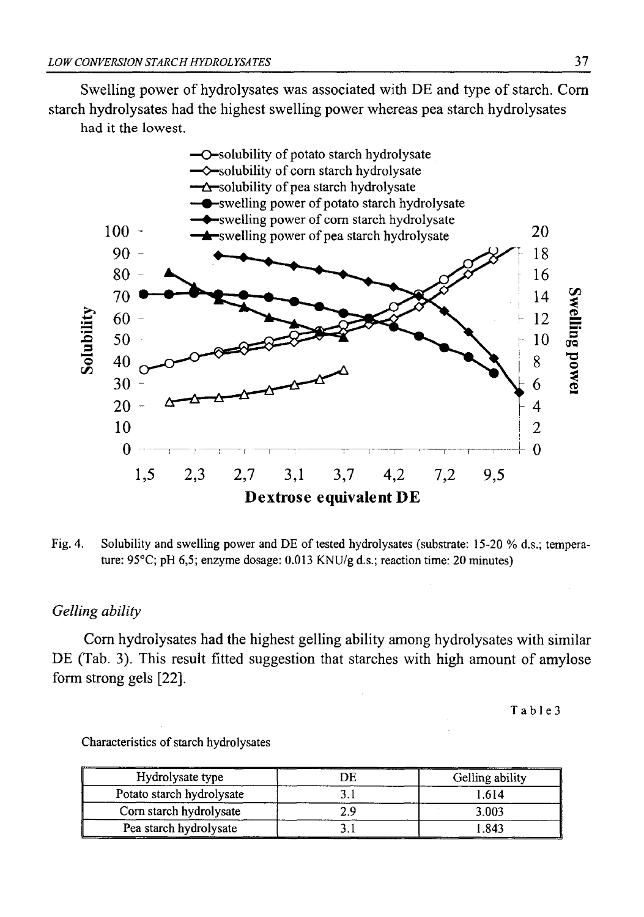Swelling power of hydrolysates was associated with DE and type of starch. Corn starch hydrolysates had the highest swelling power whereas pea starch hydrolysates had it the lowest.

Fig. 4. Solubility and swelling power and DE of tested hydrolysates (substrate: 15-20 % d.s.; temperature: 95°C; pH 6,5; enzyme dosage: 0.013 KNU/g d.s.; reaction time: 20 minutes)

*Gelling ability*

Corn hydrolysates had the highest gelling ability among hydrolysates with similar DE (Tab. 3). This result fitted suggestion that starches with high amount of amylose form strong gels [22].

Table 3

Characteristics of starch hydrolysates

| Hydrolysate type | DE | Gelling ability |
|---|---|---|
| Potato starch hydrolysate | 3.1 | 1.614 |
| Corn starch hydrolysate | 2.9 | 3.003 |
| Pea starch hydrolysate | 3.1 | 1.843 |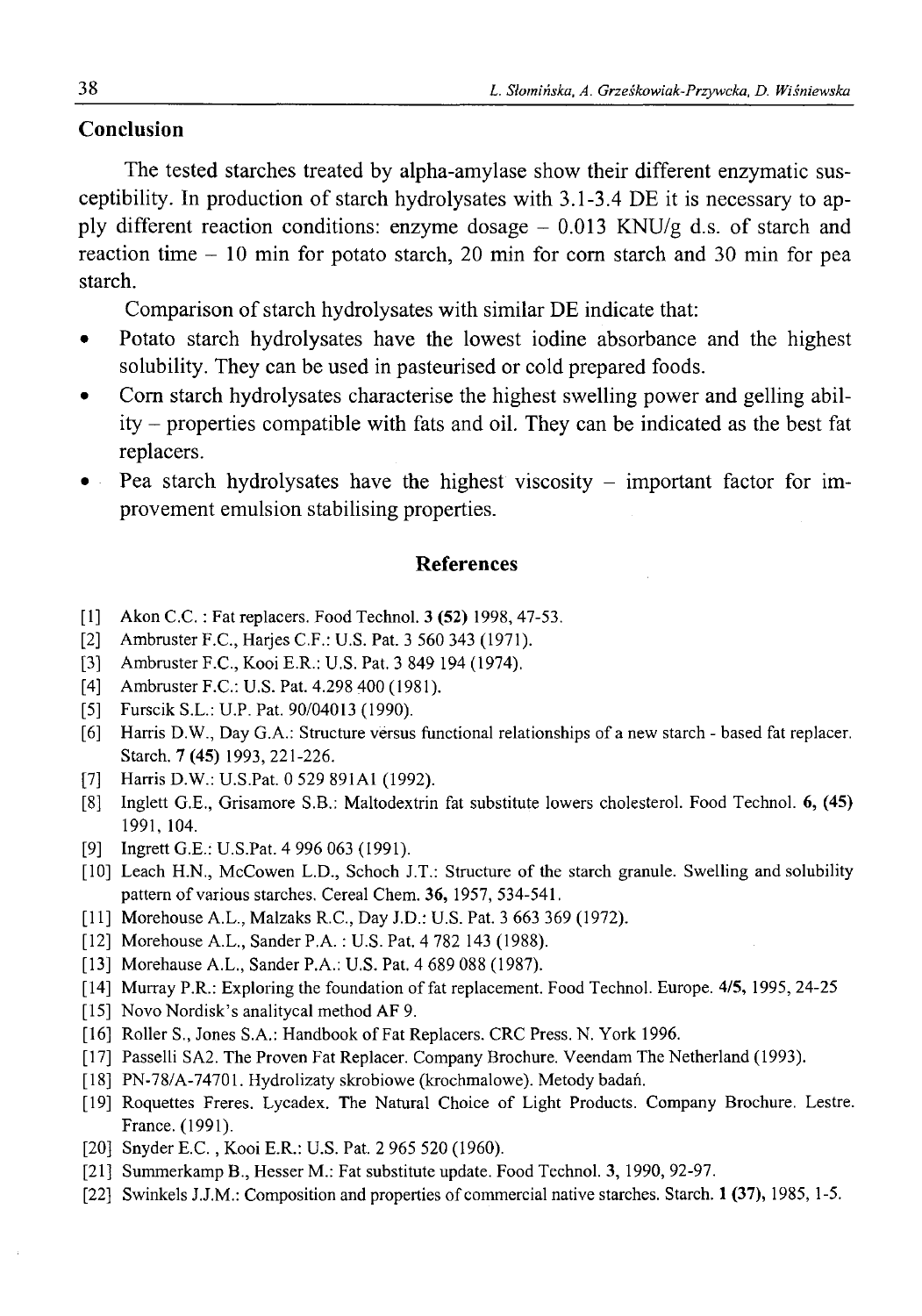## Conclusion

The tested starches treated by alpha-amylase show their different enzymatic susceptibility. In production of starch hydrolysates with 3.1-3.4 DE it is necessary to apply different reaction conditions: enzyme dosage – 0.013 KNU/g d.s. of starch and reaction time – 10 min for potato starch, 20 min for corn starch and 30 min for pea starch.

Comparison of starch hydrolysates with similar DE indicate that:

- Potato starch hydrolysates have the lowest iodine absorbance and the highest solubility. They can be used in pasteurised or cold prepared foods.
- Corn starch hydrolysates characterise the highest swelling power and gelling ability – properties compatible with fats and oil. They can be indicated as the best fat replacers.
- Pea starch hydrolysates have the highest viscosity – important factor for improvement emulsion stabilising properties.

## References

[1] Akon C.C. : Fat replacers. Food Technol. **3 (52)** 1998, 47-53.
[2] Ambruster F.C., Harjes C.F.: U.S. Pat. 3 560 343 (1971).
[3] Ambruster F.C., Kooi E.R.: U.S. Pat. 3 849 194 (1974).
[4] Ambruster F.C.: U.S. Pat. 4.298 400 (1981).
[5] Furscik S.L.: U.P. Pat. 90/04013 (1990).
[6] Harris D.W., Day G.A.: Structure versus functional relationships of a new starch - based fat replacer. Starch. **7 (45)** 1993, 221-226.
[7] Harris D.W.: U.S.Pat. 0 529 891A1 (1992).
[8] Inglett G.E., Grisamore S.B.: Maltodextrin fat substitute lowers cholesterol. Food Technol. **6, (45)** 1991, 104.
[9] Ingrett G.E.: U.S.Pat. 4 996 063 (1991).
[10] Leach H.N., McCowen L.D., Schoch J.T.: Structure of the starch granule. Swelling and solubility pattern of various starches. Cereal Chem. **36,** 1957, 534-541.
[11] Morehouse A.L., Malzaks R.C., Day J.D.: U.S. Pat. 3 663 369 (1972).
[12] Morehouse A.L., Sander P.A. : U.S. Pat. 4 782 143 (1988).
[13] Morehause A.L., Sander P.A.: U.S. Pat. 4 689 088 (1987).
[14] Murray P.R.: Exploring the foundation of fat replacement. Food Technol. Europe. **4/5,** 1995, 24-25
[15] Novo Nordisk's analitycal method AF 9.
[16] Roller S., Jones S.A.: Handbook of Fat Replacers. CRC Press. N. York 1996.
[17] Passelli SA2. The Proven Fat Replacer. Company Brochure. Veendam The Netherland (1993).
[18] PN-78/A-74701. Hydrolizaty skrobiowe (krochmalowe). Metody badań.
[19] Roquettes Freres. Lycadex. The Natural Choice of Light Products. Company Brochure. Lestre. France. (1991).
[20] Snyder E.C. , Kooi E.R.: U.S. Pat. 2 965 520 (1960).
[21] Summerkamp B., Hesser M.: Fat substitute update. Food Technol. **3,** 1990, 92-97.
[22] Swinkels J.J.M.: Composition and properties of commercial native starches. Starch. **1 (37),** 1985, 1-5.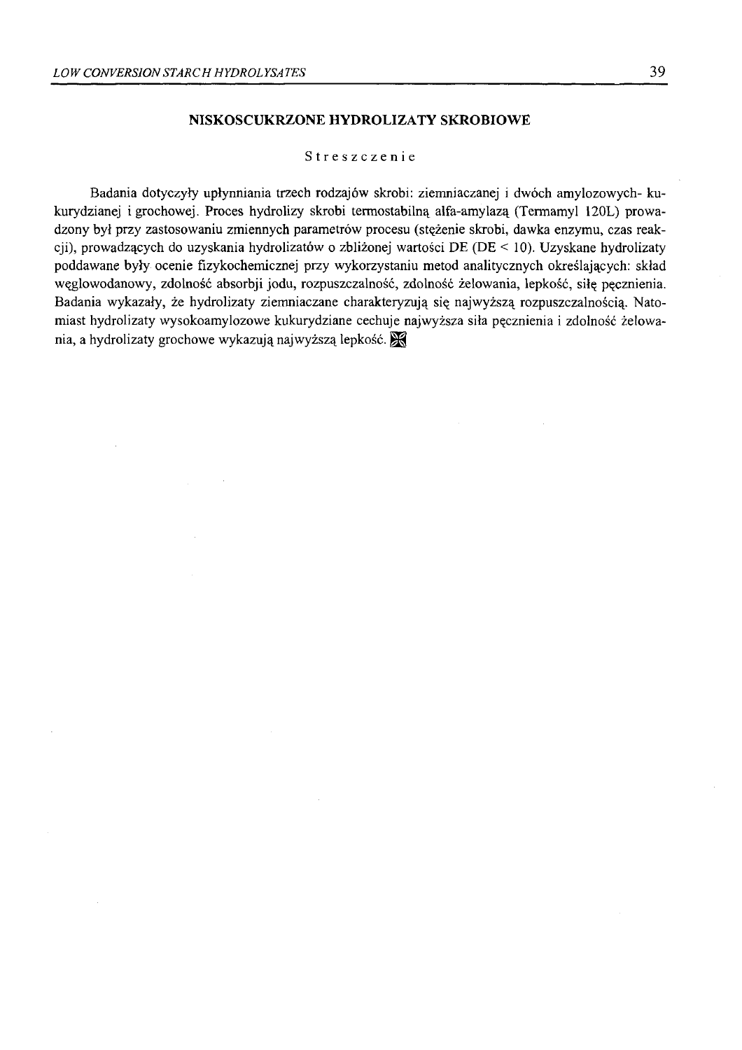## NISKOSCUKRZONE HYDROLIZATY SKROBIOWE

### Streszczenie

Badania dotyczyły upłynniania trzech rodzajów skrobi: ziemniaczanej i dwóch amylozowych- kukurydzianej i grochowej. Proces hydrolizy skrobi termostabilną alfa-amylazą (Termamyl 120L) prowadzony był przy zastosowaniu zmiennych parametrów procesu (stężenie skrobi, dawka enzymu, czas reakcji), prowadzących do uzyskania hydrolizatów o zbliżonej wartości DE (DE < 10). Uzyskane hydrolizaty poddawane były ocenie fizykochemicznej przy wykorzystaniu metod analitycznych określających: skład węglowodanowy, zdolność absorbji jodu, rozpuszczalność, zdolność żelowania, lepkość, siłę pęcznienia. Badania wykazały, że hydrolizaty ziemniaczane charakteryzują się najwyższą rozpuszczalnością. Natomiast hydrolizaty wysokoamylozowe kukurydziane cechuje najwyższa siła pęcznienia i zdolność żelowania, a hydrolizaty grochowe wykazują najwyższą lepkość.